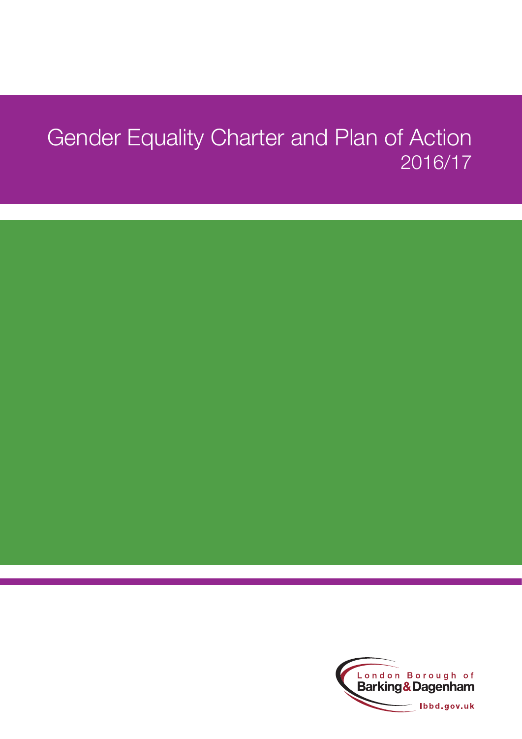# Gender Equality Charter and Plan of Action 2016/17

London Borough of Barking & Dagenham

lbbd.gov.uk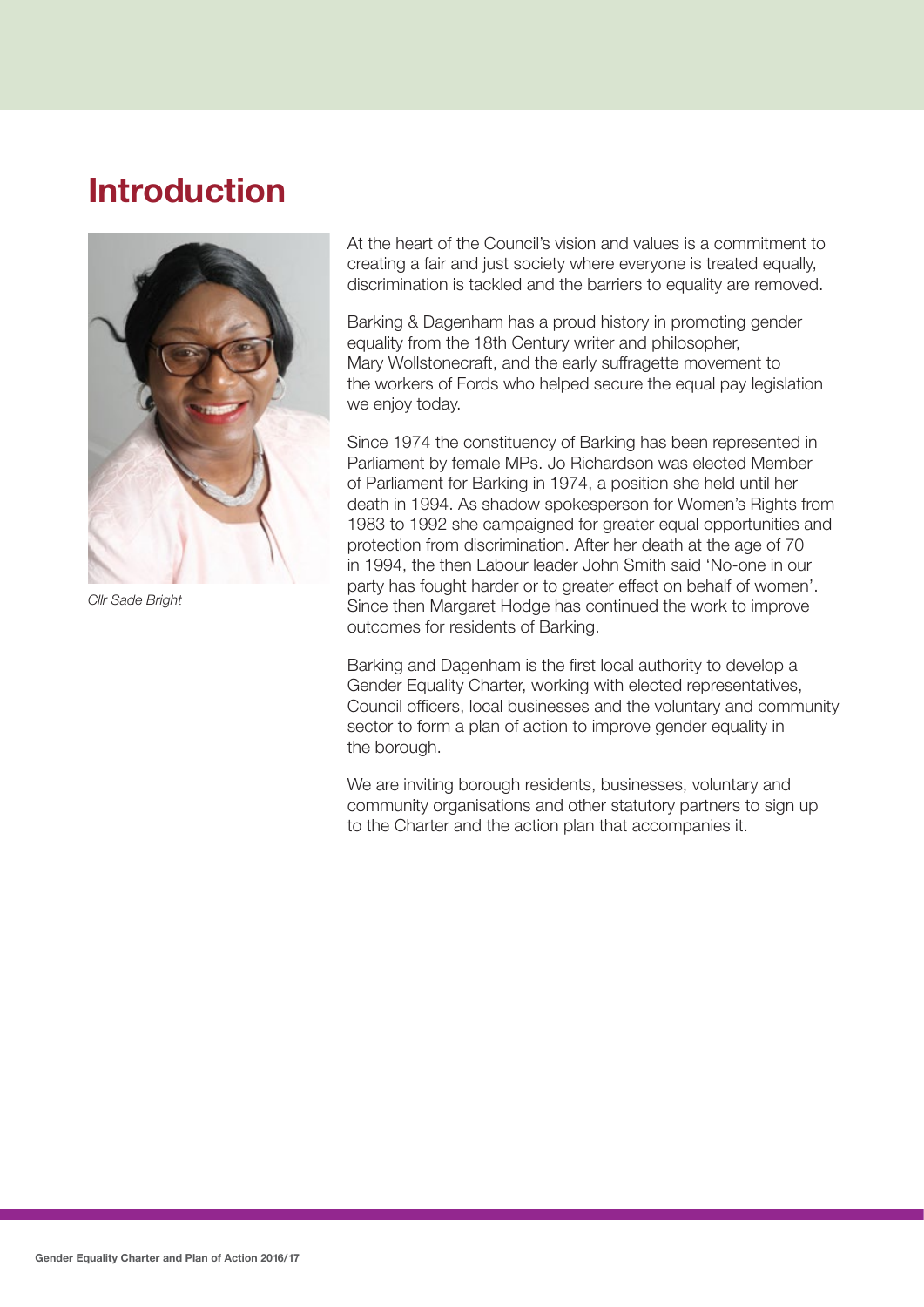# Introduction

*Cllr Sade Bright*

At the heart of the Council's vision and values is a commitment to creating a fair and just society where everyone is treated equally, discrimination is tackled and the barriers to equality are removed.

Barking & Dagenham has a proud history in promoting gender equality from the 18th Century writer and philosopher, Mary Wollstonecraft, and the early suffragette movement to the workers of Fords who helped secure the equal pay legislation we enjoy today.

Since 1974 the constituency of Barking has been represented in Parliament by female MPs. Jo Richardson was elected Member of Parliament for Barking in 1974, a position she held until her death in 1994. As shadow spokesperson for Women's Rights from 1983 to 1992 she campaigned for greater equal opportunities and protection from discrimination. After her death at the age of 70 in 1994, the then Labour leader John Smith said 'No-one in our party has fought harder or to greater effect on behalf of women'. Since then Margaret Hodge has continued the work to improve outcomes for residents of Barking.

Barking and Dagenham is the first local authority to develop a Gender Equality Charter, working with elected representatives, Council officers, local businesses and the voluntary and community sector to form a plan of action to improve gender equality in the borough.

We are inviting borough residents, businesses, voluntary and community organisations and other statutory partners to sign up to the Charter and the action plan that accompanies it.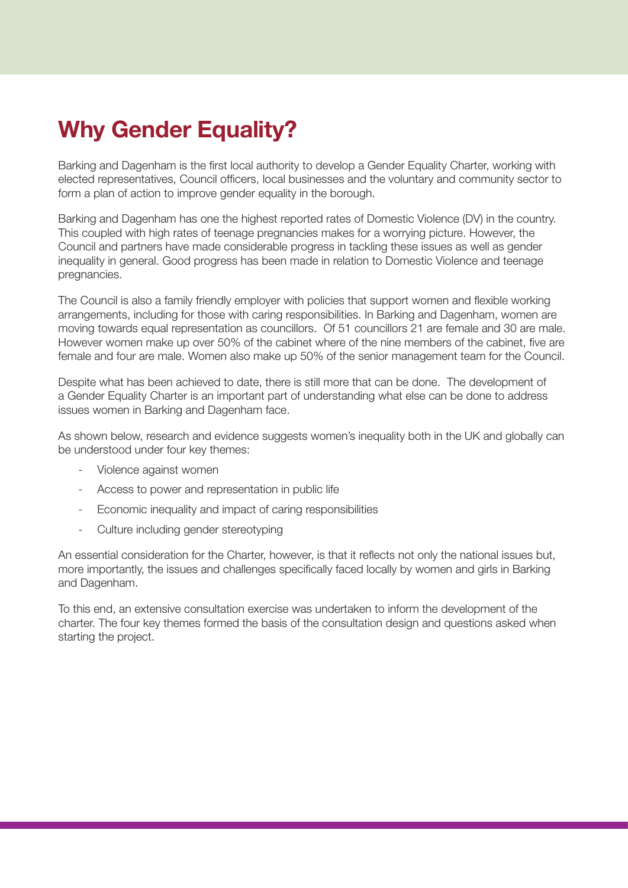# Why Gender Equality?

Barking and Dagenham is the first local authority to develop a Gender Equality Charter, working with elected representatives, Council officers, local businesses and the voluntary and community sector to form a plan of action to improve gender equality in the borough.

Barking and Dagenham has one the highest reported rates of Domestic Violence (DV) in the country. This coupled with high rates of teenage pregnancies makes for a worrying picture. However, the Council and partners have made considerable progress in tackling these issues as well as gender inequality in general. Good progress has been made in relation to Domestic Violence and teenage pregnancies.

The Council is also a family friendly employer with policies that support women and flexible working arrangements, including for those with caring responsibilities. In Barking and Dagenham, women are moving towards equal representation as councillors. Of 51 councillors 21 are female and 30 are male. However women make up over 50% of the cabinet where of the nine members of the cabinet, five are female and four are male. Women also make up 50% of the senior management team for the Council.

Despite what has been achieved to date, there is still more that can be done. The development of a Gender Equality Charter is an important part of understanding what else can be done to address issues women in Barking and Dagenham face.

As shown below, research and evidence suggests women's inequality both in the UK and globally can be understood under four key themes:

- Violence against women
- Access to power and representation in public life
- Economic inequality and impact of caring responsibilities
- Culture including gender stereotyping

An essential consideration for the Charter, however, is that it reflects not only the national issues but, more importantly, the issues and challenges specifically faced locally by women and girls in Barking and Dagenham.

To this end, an extensive consultation exercise was undertaken to inform the development of the charter. The four key themes formed the basis of the consultation design and questions asked when starting the project.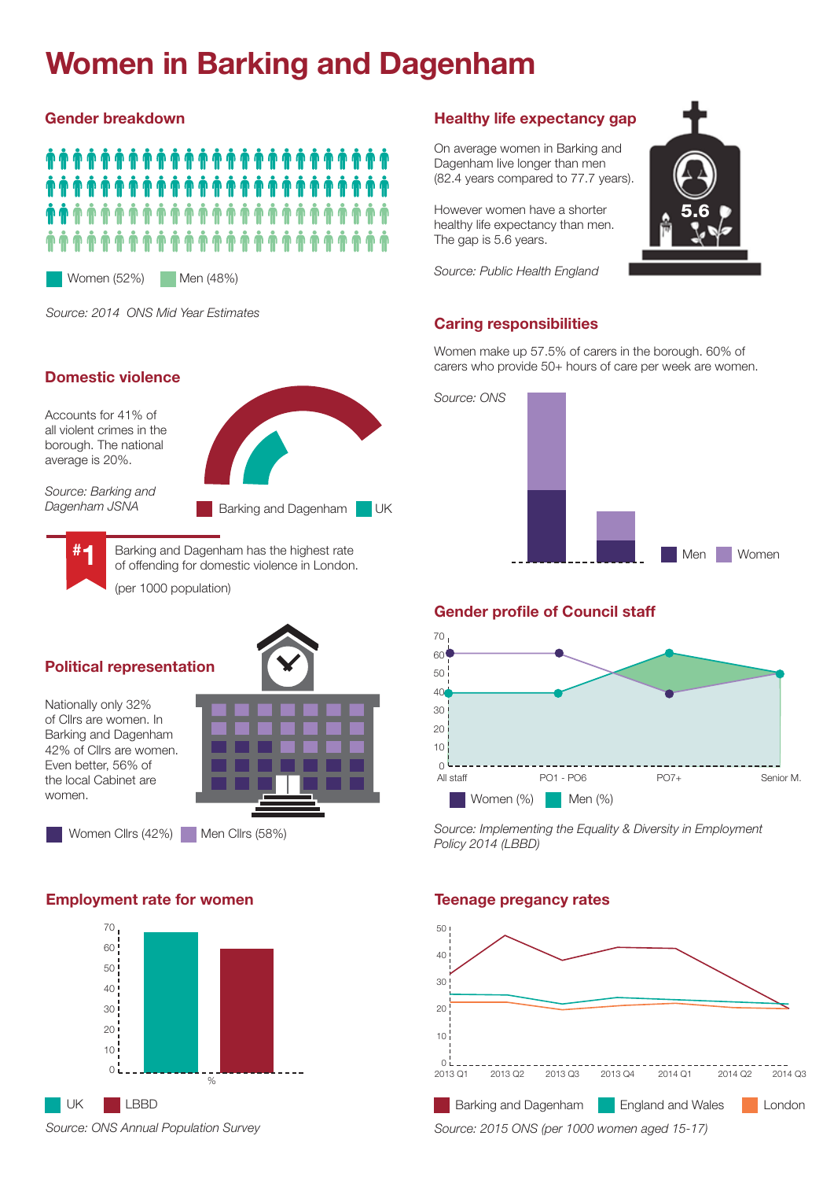# Women in Barking and Dagenham

## Gender breakdown

Women (52%) Men (48%)

*Source: 2014 ONS Mid Year Estimates*

## Healthy life expectancy gap

On average women in Barking and Dagenham live longer than men (82.4 years compared to 77.7 years).

However women have a shorter healthy life expectancy than men. The gap is 5.6 years.

5.6

*Source: Public Health England*

## Domestic violence

Accounts for 41% of all violent crimes in the borough. The national average is 20%.

*Source: Barking and Dagenham JSNA*

Barking and Dagenham UK

#1 Barking and Dagenham has the highest rate of offending for domestic violence in London.

(per 1000 population)

## Caring responsibilities

Women make up 57.5% of carers in the borough. 60% of carers who provide 50+ hours of care per week are women.

*Source: ONS*

Men Women

## Gender profile of Council staff

| | All staff | PO1 - PO6 | PO7+ | Senior M. |
|---|---|---|---|---|
| Women (%) | 60 | 60 | 40 | 50 |
| Men (%) | 40 | 40 | 60 | 50 |

*Source: Implementing the Equality & Diversity in Employment Policy 2014 (LBBD)*

## Political representation

Nationally only 32% of Cllrs are women. In Barking and Dagenham 42% of Cllrs are women. Even better, 56% of the local Cabinet are women.

Women Cllrs (42%) Men Cllrs (58%)

## Employment rate for women

UK LBBD

*Source: ONS Annual Population Survey*

## Teenage pregancy rates

Barking and Dagenham England and Wales London

*Source: 2015 ONS (per 1000 women aged 15-17)*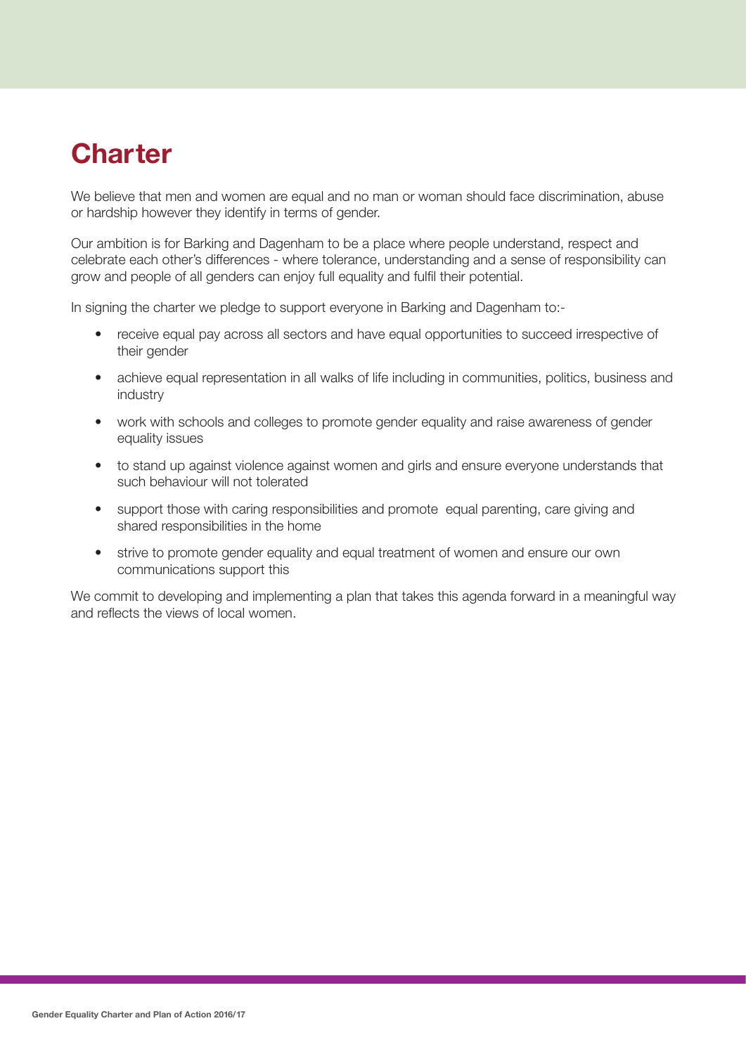# Charter

We believe that men and women are equal and no man or woman should face discrimination, abuse or hardship however they identify in terms of gender.

Our ambition is for Barking and Dagenham to be a place where people understand, respect and celebrate each other's differences - where tolerance, understanding and a sense of responsibility can grow and people of all genders can enjoy full equality and fulfil their potential.

In signing the charter we pledge to support everyone in Barking and Dagenham to:-

- receive equal pay across all sectors and have equal opportunities to succeed irrespective of their gender
- achieve equal representation in all walks of life including in communities, politics, business and industry
- work with schools and colleges to promote gender equality and raise awareness of gender equality issues
- to stand up against violence against women and girls and ensure everyone understands that such behaviour will not tolerated
- support those with caring responsibilities and promote equal parenting, care giving and shared responsibilities in the home
- strive to promote gender equality and equal treatment of women and ensure our own communications support this

We commit to developing and implementing a plan that takes this agenda forward in a meaningful way and reflects the views of local women.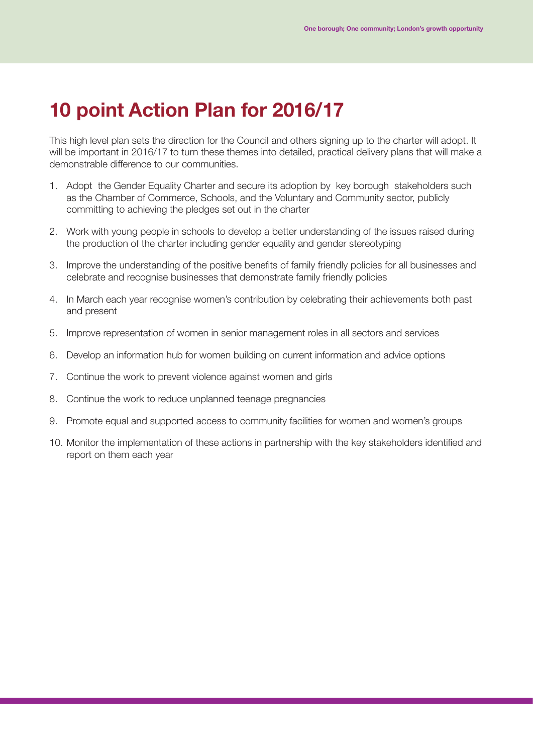# 10 point Action Plan for 2016/17

This high level plan sets the direction for the Council and others signing up to the charter will adopt. It will be important in 2016/17 to turn these themes into detailed, practical delivery plans that will make a demonstrable difference to our communities.

1. Adopt the Gender Equality Charter and secure its adoption by key borough stakeholders such as the Chamber of Commerce, Schools, and the Voluntary and Community sector, publicly committing to achieving the pledges set out in the charter
2. Work with young people in schools to develop a better understanding of the issues raised during the production of the charter including gender equality and gender stereotyping
3. Improve the understanding of the positive benefits of family friendly policies for all businesses and celebrate and recognise businesses that demonstrate family friendly policies
4. In March each year recognise women's contribution by celebrating their achievements both past and present
5. Improve representation of women in senior management roles in all sectors and services
6. Develop an information hub for women building on current information and advice options
7. Continue the work to prevent violence against women and girls
8. Continue the work to reduce unplanned teenage pregnancies
9. Promote equal and supported access to community facilities for women and women's groups
10. Monitor the implementation of these actions in partnership with the key stakeholders identified and report on them each year